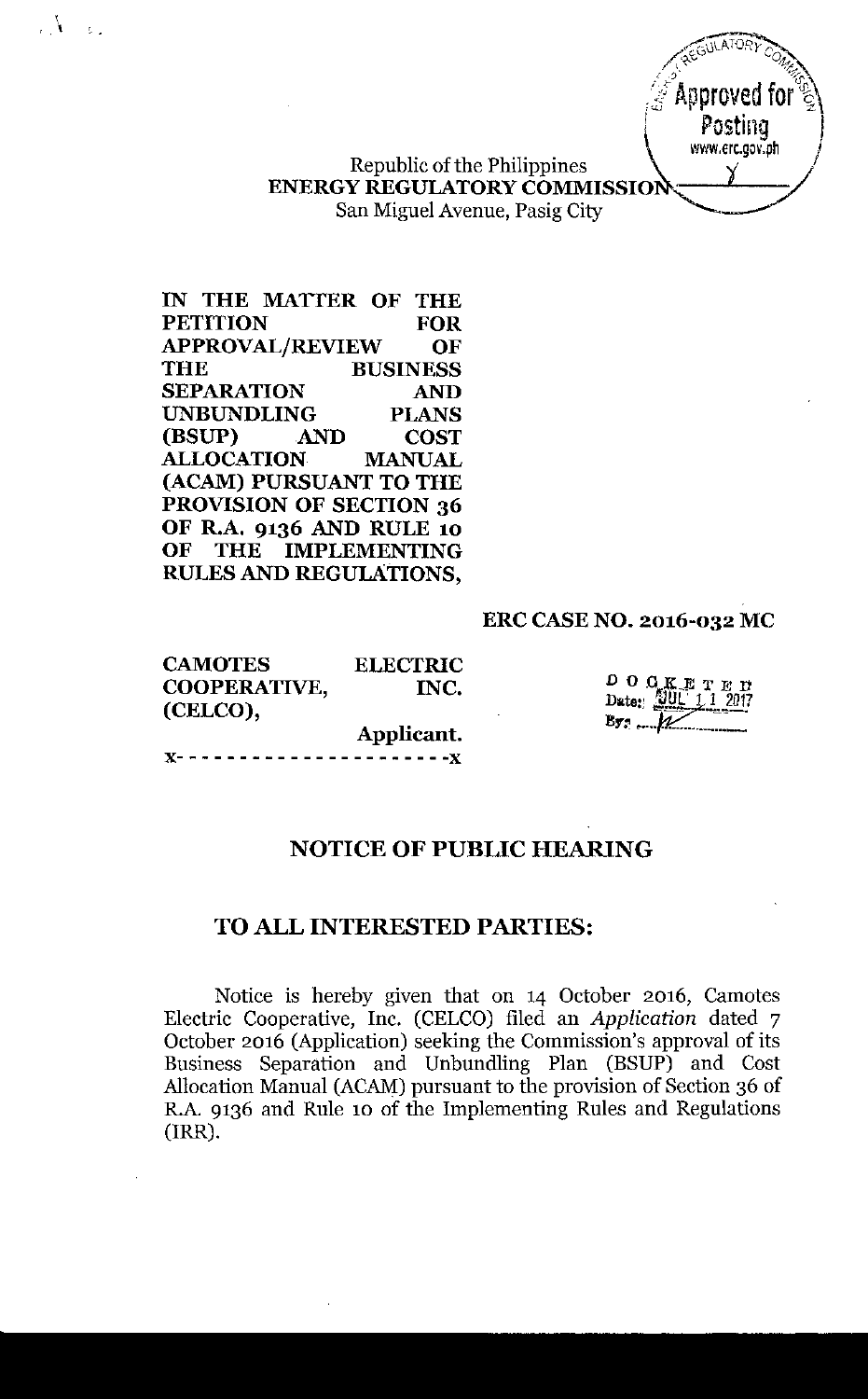Republic of the Philippines
**ENERGY REGULATORY COMMISSION**
San Miguel Avenue, Pasig City

**IN THE MATTER OF THE PETITION FOR APPROVAL/REVIEW OF THE BUSINESS SEPARATION AND UNBUNDLING PLANS (BSUP) AND COST ALLOCATION MANUAL (ACAM) PURSUANT TO THE PROVISION OF SECTION 36 OF R.A. 9136 AND RULE 10 OF THE IMPLEMENTING RULES AND REGULATIONS,**

**ERC CASE NO. 2016-032 MC**

**CAMOTES ELECTRIC COOPERATIVE, INC. (CELCO),**
**Applicant.**

x- - - - - - - - - - - - - - - - - - - - -x

DOCKETED
Date: JUL 11 2017

## NOTICE OF PUBLIC HEARING

## TO ALL INTERESTED PARTIES:

Notice is hereby given that on 14 October 2016, Camotes Electric Cooperative, Inc. (CELCO) filed an *Application* dated 7 October 2016 (Application) seeking the Commission's approval of its Business Separation and Unbundling Plan (BSUP) and Cost Allocation Manual (ACAM) pursuant to the provision of Section 36 of R.A. 9136 and Rule 10 of the Implementing Rules and Regulations (IRR).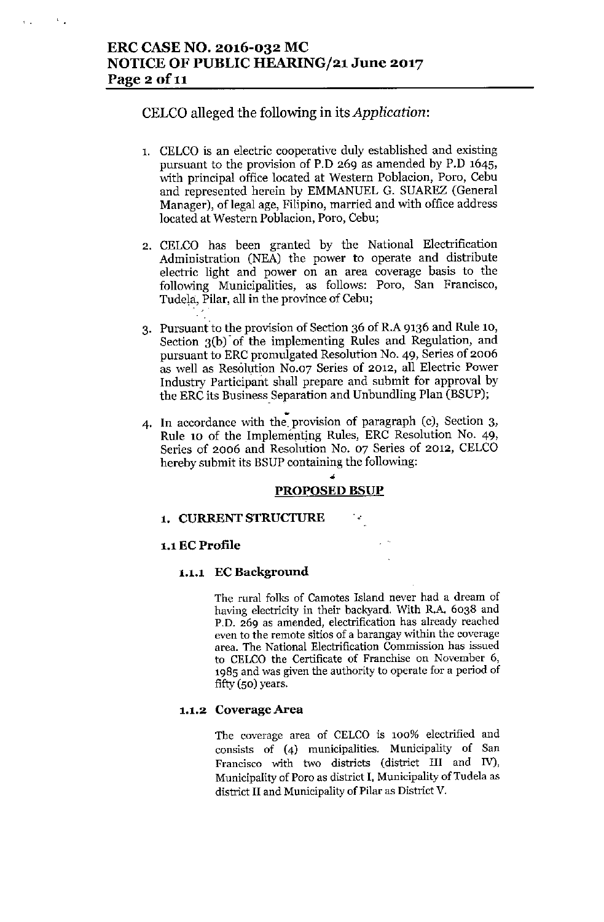CELCO alleged the following in its *Application*:

1. CELCO is an electric cooperative duly established and existing pursuant to the provision of P.D 269 as amended by P.D 1645, with principal office located at Western Poblacion, Poro, Cebu and represented herein by EMMANUEL G. SUAREZ (General Manager), of legal age, Filipino, married and with office address located at Western Poblacion, Poro, Cebu;

2. CELCO has been granted by the National Electrification Administration (NEA) the power to operate and distribute electric light and power on an area coverage basis to the following Municipalities, as follows: Poro, San Francisco, Tudela, Pilar, all in the province of Cebu;

3. Pursuant to the provision of Section 36 of R.A 9136 and Rule 10, Section 3(b) of the implementing Rules and Regulation, and pursuant to ERC promulgated Resolution No. 49, Series of 2006 as well as Resolution No.07 Series of 2012, all Electric Power Industry Participant shall prepare and submit for approval by the ERC its Business Separation and Unbundling Plan (BSUP);

4. In accordance with the provision of paragraph (c), Section 3, Rule 10 of the Implementing Rules, ERC Resolution No. 49, Series of 2006 and Resolution No. 07 Series of 2012, CELCO hereby submit its BSUP containing the following:

**PROPOSED BSUP**

**1. CURRENT STRUCTURE**

**1.1 EC Profile**

**1.1.1 EC Background**

The rural folks of Camotes Island never had a dream of having electricity in their backyard. With R.A. 6038 and P.D. 269 as amended, electrification has already reached even to the remote sitios of a barangay within the coverage area. The National Electrification Commission has issued to CELCO the Certificate of Franchise on November 6, 1985 and was given the authority to operate for a period of fifty (50) years.

**1.1.2 Coverage Area**

The coverage area of CELCO is 100% electrified and consists of (4) municipalities. Municipality of San Francisco with two districts (district III and IV), Municipality of Poro as district I, Municipality of Tudela as district II and Municipality of Pilar as District V.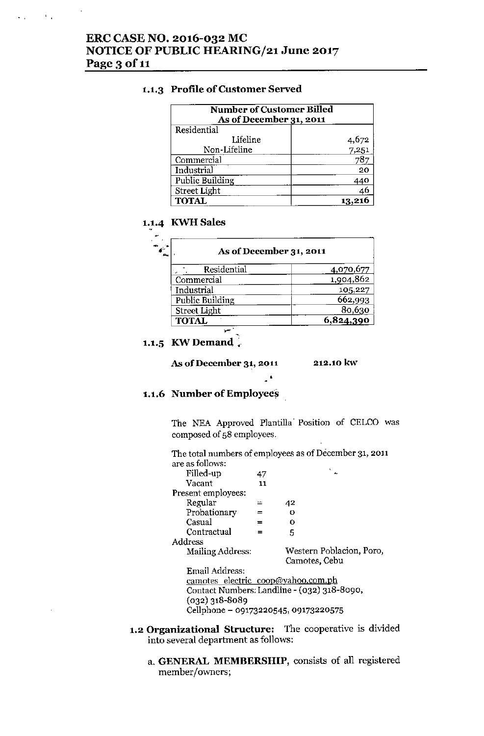### 1.1.3 Profile of Customer Served

| Number of Customer Billed As of December 31, 2011 | |
|---|---|
| Residential | |
| Lifeline | 4,672 |
| Non-Lifeline | 7,251 |
| Commercial | 787 |
| Industrial | 20 |
| Public Building | 440 |
| Street Light | 46 |
| **TOTAL** | **13,216** |

### 1.1.4 KWH Sales

| As of December 31, 2011 | |
|---|---|
| Residential | 4,070,677 |
| Commercial | 1,904,862 |
| Industrial | 105,227 |
| Public Building | 662,993 |
| Street Light | 80,630 |
| **TOTAL** | **6,824,390** |

### 1.1.5 KW Demand

**As of December 31, 2011** **212.10 kw**

### 1.1.6 Number of Employees

The NEA Approved Plantilla Position of CELCO was composed of 58 employees.

The total numbers of employees as of December 31, 2011 are as follows:

Filled-up 47
Vacant 11

Present employees:

Regular = 42
Probationary = 0
Casual = 0
Contractual = 5

Address

Mailing Address: Western Poblacion, Poro, Camotes, Cebu

Email Address:
camotes_electric_coop@yahoo.com.ph
Contact Numbers: Landline - (032) 318-8090, (032) 318-8089
Cellphone – 09173220545, 09173220575

**1.2 Organizational Structure:** The cooperative is divided into several department as follows:

a. **GENERAL MEMBERSHIP**, consists of all registered member/owners;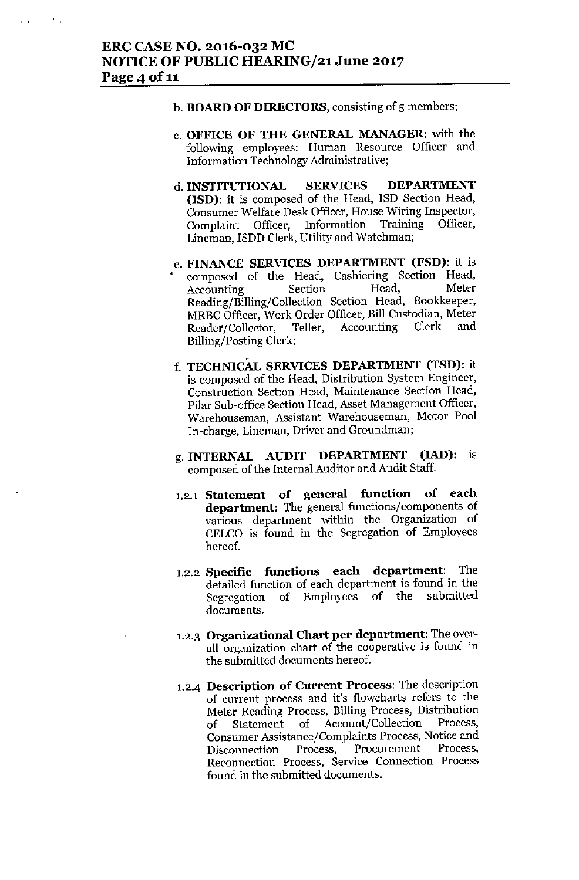b. **BOARD OF DIRECTORS**, consisting of 5 members;

c. **OFFICE OF THE GENERAL MANAGER**: with the following employees: Human Resource Officer and Information Technology Administrative;

d. **INSTITUTIONAL SERVICES DEPARTMENT (ISD)**: it is composed of the Head, ISD Section Head, Consumer Welfare Desk Officer, House Wiring Inspector, Complaint Officer, Information Training Officer, Lineman, ISDD Clerk, Utility and Watchman;

e. **FINANCE SERVICES DEPARTMENT (FSD)**: it is composed of the Head, Cashiering Section Head, Accounting Section Head, Meter Reading/Billing/Collection Section Head, Bookkeeper, MRBC Officer, Work Order Officer, Bill Custodian, Meter Reader/Collector, Teller, Accounting Clerk and Billing/Posting Clerk;

f. **TECHNICAL SERVICES DEPARTMENT (TSD)**: it is composed of the Head, Distribution System Engineer, Construction Section Head, Maintenance Section Head, Pilar Sub-office Section Head, Asset Management Officer, Warehouseman, Assistant Warehouseman, Motor Pool In-charge, Lineman, Driver and Groundman;

g. **INTERNAL AUDIT DEPARTMENT (IAD)**: is composed of the Internal Auditor and Audit Staff.

1.2.1 **Statement of general function of each department:** The general functions/components of various department within the Organization of CELCO is found in the Segregation of Employees hereof.

1.2.2 **Specific functions each department**: The detailed function of each department is found in the Segregation of Employees of the submitted documents.

1.2.3 **Organizational Chart per department**: The over-all organization chart of the cooperative is found in the submitted documents hereof.

1.2.4 **Description of Current Process**: The description of current process and it's flowcharts refers to the Meter Reading Process, Billing Process, Distribution of Statement of Account/Collection Process, Consumer Assistance/Complaints Process, Notice and Disconnection Process, Procurement Process, Reconnection Process, Service Connection Process found in the submitted documents.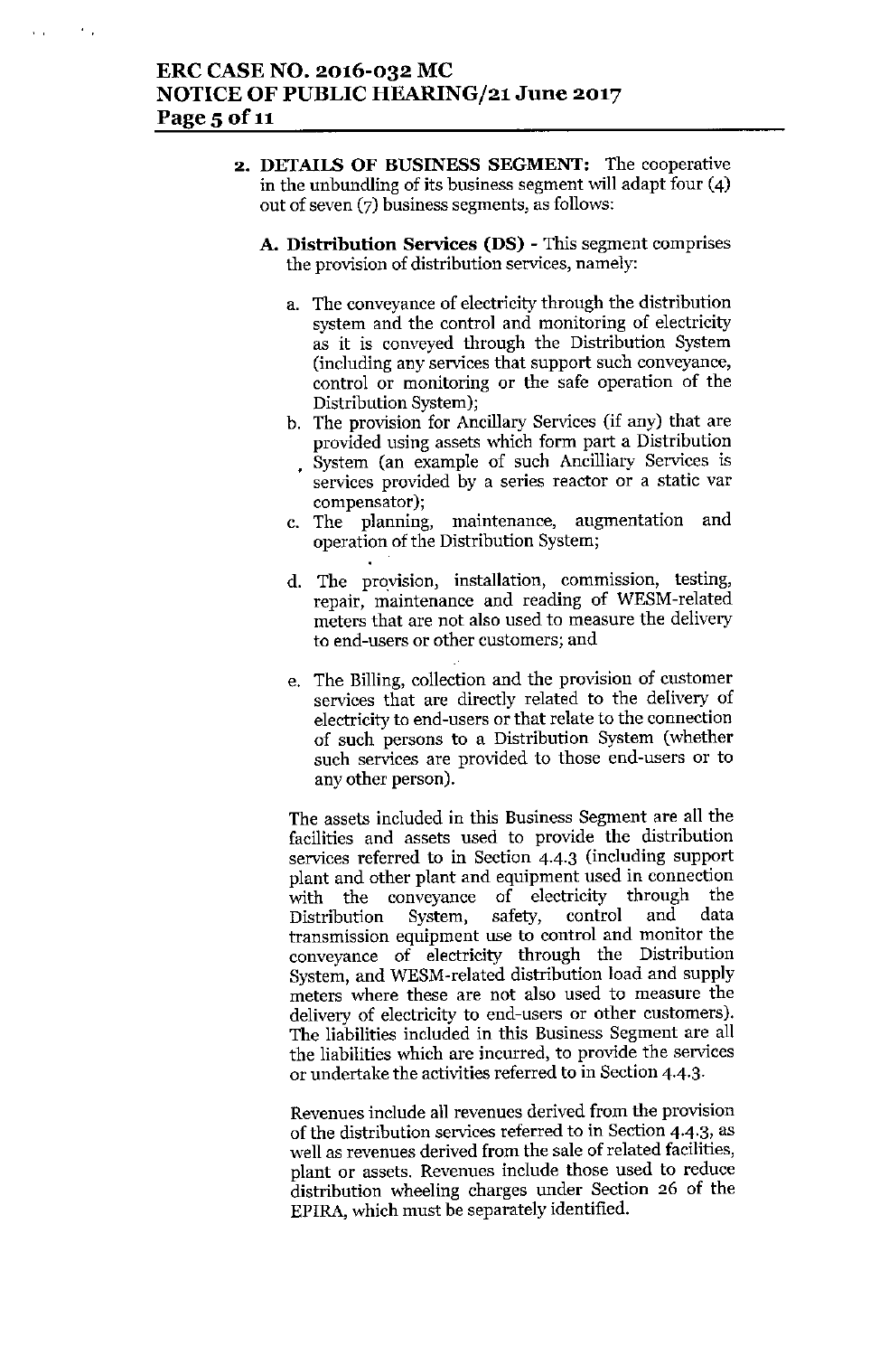2. **DETAILS OF BUSINESS SEGMENT:** The cooperative in the unbundling of its business segment will adapt four (4) out of seven (7) business segments, as follows:

   **A. Distribution Services (DS)** - This segment comprises the provision of distribution services, namely:

   a. The conveyance of electricity through the distribution system and the control and monitoring of electricity as it is conveyed through the Distribution System (including any services that support such conveyance, control or monitoring or the safe operation of the Distribution System);

   b. The provision for Ancillary Services (if any) that are provided using assets which form part a Distribution System (an example of such Ancilliary Services is services provided by a series reactor or a static var compensator);

   c. The planning, maintenance, augmentation and operation of the Distribution System;

   d. The provision, installation, commission, testing, repair, maintenance and reading of WESM-related meters that are not also used to measure the delivery to end-users or other customers; and

   e. The Billing, collection and the provision of customer services that are directly related to the delivery of electricity to end-users or that relate to the connection of such persons to a Distribution System (whether such services are provided to those end-users or to any other person).

   The assets included in this Business Segment are all the facilities and assets used to provide the distribution services referred to in Section 4.4.3 (including support plant and other plant and equipment used in connection with the conveyance of electricity through the Distribution System, safety, control and data transmission equipment use to control and monitor the conveyance of electricity through the Distribution System, and WESM-related distribution load and supply meters where these are not also used to measure the delivery of electricity to end-users or other customers). The liabilities included in this Business Segment are all the liabilities which are incurred, to provide the services or undertake the activities referred to in Section 4.4.3.

   Revenues include all revenues derived from the provision of the distribution services referred to in Section 4.4.3, as well as revenues derived from the sale of related facilities, plant or assets. Revenues include those used to reduce distribution wheeling charges under Section 26 of the EPIRA, which must be separately identified.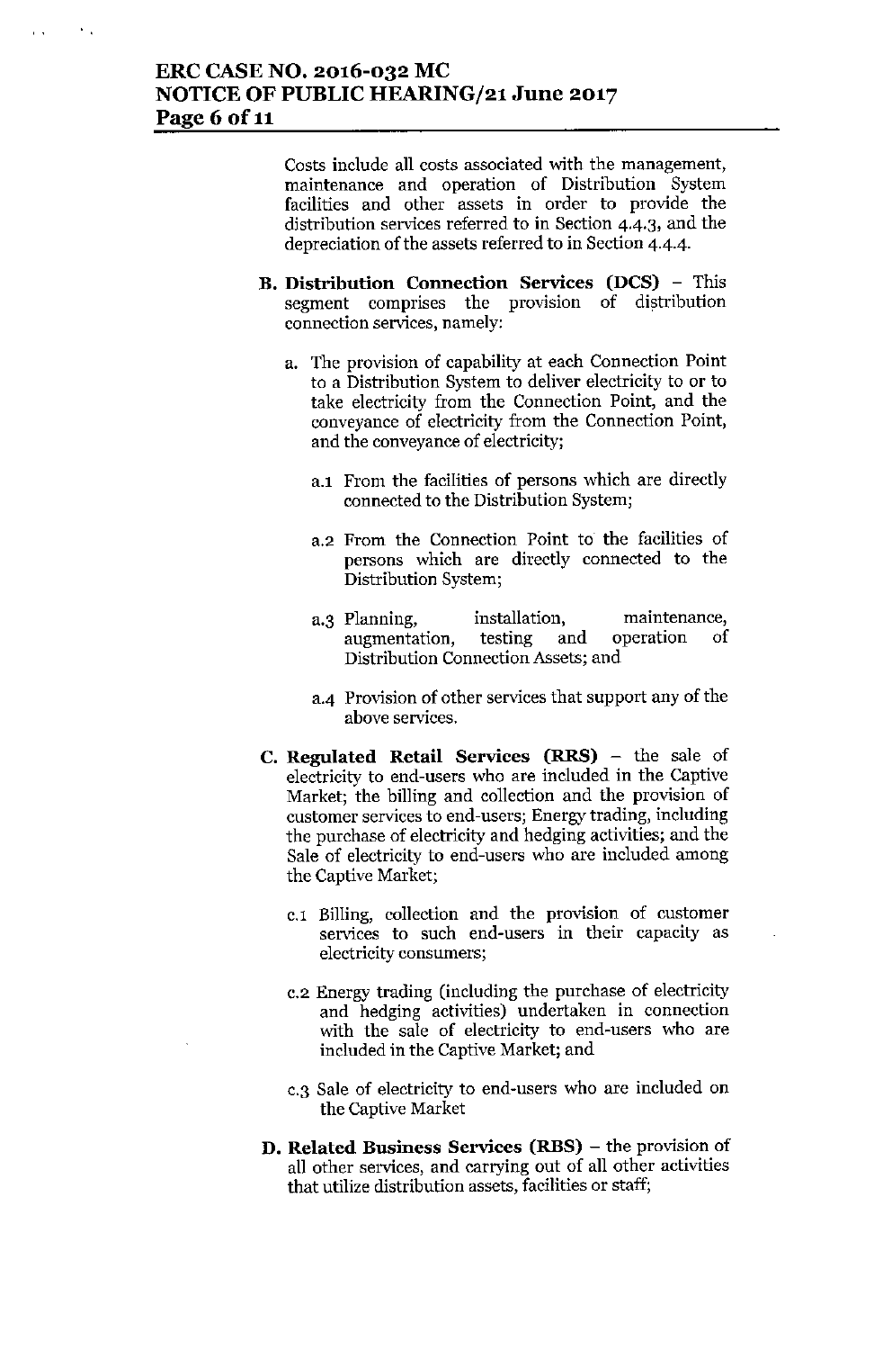Costs include all costs associated with the management, maintenance and operation of Distribution System facilities and other assets in order to provide the distribution services referred to in Section 4.4.3, and the depreciation of the assets referred to in Section 4.4.4.

**B. Distribution Connection Services (DCS)** – This segment comprises the provision of distribution connection services, namely:

a. The provision of capability at each Connection Point to a Distribution System to deliver electricity to or to take electricity from the Connection Point, and the conveyance of electricity from the Connection Point, and the conveyance of electricity;

a.1 From the facilities of persons which are directly connected to the Distribution System;

a.2 From the Connection Point to the facilities of persons which are directly connected to the Distribution System;

a.3 Planning, installation, maintenance, augmentation, testing and operation of Distribution Connection Assets; and

a.4 Provision of other services that support any of the above services.

**C. Regulated Retail Services (RRS)** – the sale of electricity to end-users who are included in the Captive Market; the billing and collection and the provision of customer services to end-users; Energy trading, including the purchase of electricity and hedging activities; and the Sale of electricity to end-users who are included among the Captive Market;

c.1 Billing, collection and the provision of customer services to such end-users in their capacity as electricity consumers;

c.2 Energy trading (including the purchase of electricity and hedging activities) undertaken in connection with the sale of electricity to end-users who are included in the Captive Market; and

c.3 Sale of electricity to end-users who are included on the Captive Market

**D. Related Business Services (RBS)** – the provision of all other services, and carrying out of all other activities that utilize distribution assets, facilities or staff;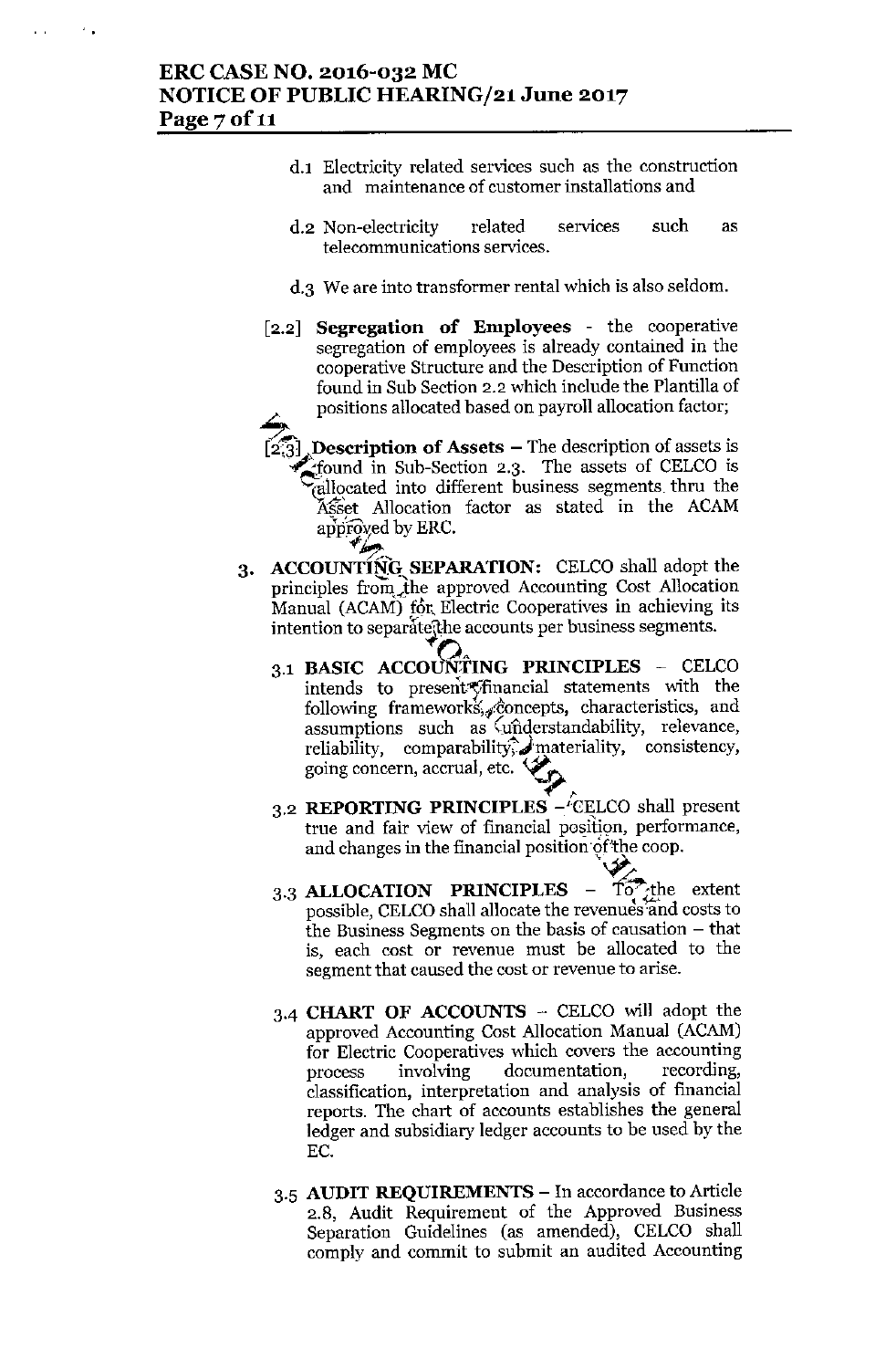d.1 Electricity related services such as the construction and maintenance of customer installations and

d.2 Non-electricity related services such as telecommunications services.

d.3 We are into transformer rental which is also seldom.

[2.2] **Segregation of Employees** - the cooperative segregation of employees is already contained in the cooperative Structure and the Description of Function found in Sub Section 2.2 which include the Plantilla of positions allocated based on payroll allocation factor;

[2.3] **Description of Assets** – The description of assets is found in Sub-Section 2.3. The assets of CELCO is allocated into different business segments thru the Asset Allocation factor as stated in the ACAM approved by ERC.

3. **ACCOUNTING SEPARATION:** CELCO shall adopt the principles from the approved Accounting Cost Allocation Manual (ACAM) for Electric Cooperatives in achieving its intention to separate the accounts per business segments.

   3.1 **BASIC ACCOUNTING PRINCIPLES** – CELCO intends to present financial statements with the following frameworks, concepts, characteristics, and assumptions such as understandability, relevance, reliability, comparability, materiality, consistency, going concern, accrual, etc.

   3.2 **REPORTING PRINCIPLES** – CELCO shall present true and fair view of financial position, performance, and changes in the financial position of the coop.

   3.3 **ALLOCATION PRINCIPLES** – To the extent possible, CELCO shall allocate the revenues and costs to the Business Segments on the basis of causation – that is, each cost or revenue must be allocated to the segment that caused the cost or revenue to arise.

   3.4 **CHART OF ACCOUNTS** – CELCO will adopt the approved Accounting Cost Allocation Manual (ACAM) for Electric Cooperatives which covers the accounting process involving documentation, recording, classification, interpretation and analysis of financial reports. The chart of accounts establishes the general ledger and subsidiary ledger accounts to be used by the EC.

   3.5 **AUDIT REQUIREMENTS** – In accordance to Article 2.8, Audit Requirement of the Approved Business Separation Guidelines (as amended), CELCO shall comply and commit to submit an audited Accounting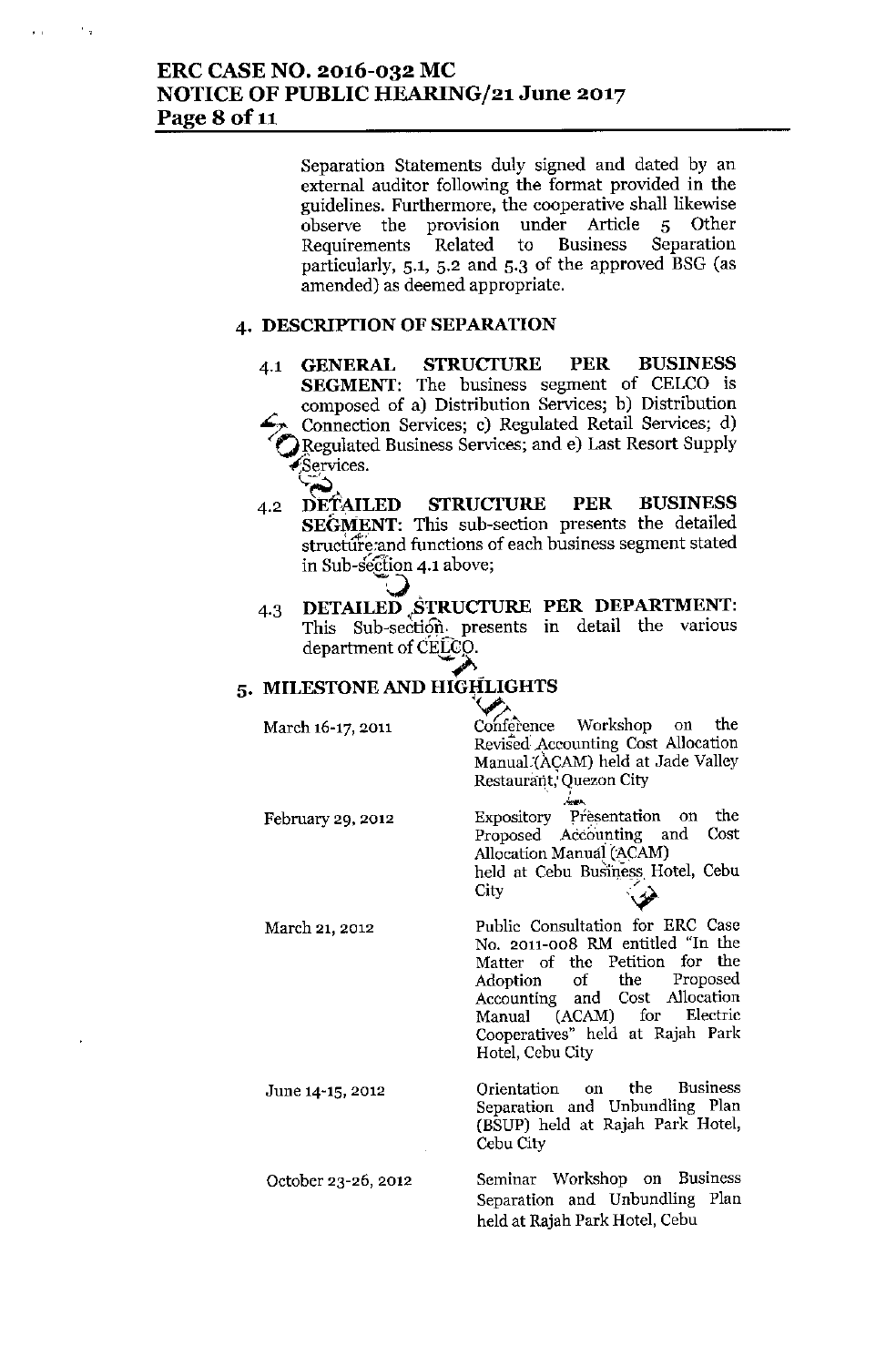Separation Statements duly signed and dated by an external auditor following the format provided in the guidelines. Furthermore, the cooperative shall likewise observe the provision under Article 5 Other Requirements Related to Business Separation particularly, 5.1, 5.2 and 5.3 of the approved BSG (as amended) as deemed appropriate.

## 4. DESCRIPTION OF SEPARATION

4.1 **GENERAL STRUCTURE PER BUSINESS SEGMENT**: The business segment of CELCO is composed of a) Distribution Services; b) Distribution Connection Services; c) Regulated Retail Services; d) Regulated Business Services; and e) Last Resort Supply Services.

4.2 **DETAILED STRUCTURE PER BUSINESS SEGMENT**: This sub-section presents the detailed structure and functions of each business segment stated in Sub-section 4.1 above;

4.3 **DETAILED STRUCTURE PER DEPARTMENT**: This Sub-section presents in detail the various department of CELCO.

## 5. MILESTONE AND HIGHLIGHTS

| | |
|---|---|
| March 16-17, 2011 | Conference Workshop on the Revised Accounting Cost Allocation Manual (ACAM) held at Jade Valley Restaurant, Quezon City |
| February 29, 2012 | Expository Presentation on the Proposed Accounting and Cost Allocation Manual (ACAM) held at Cebu Business Hotel, Cebu City |
| March 21, 2012 | Public Consultation for ERC Case No. 2011-008 RM entitled "In the Matter of the Petition for the Adoption of the Proposed Accounting and Cost Allocation Manual (ACAM) for Electric Cooperatives" held at Rajah Park Hotel, Cebu City |
| June 14-15, 2012 | Orientation on the Business Separation and Unbundling Plan (BSUP) held at Rajah Park Hotel, Cebu City |
| October 23-26, 2012 | Seminar Workshop on Business Separation and Unbundling Plan held at Rajah Park Hotel, Cebu |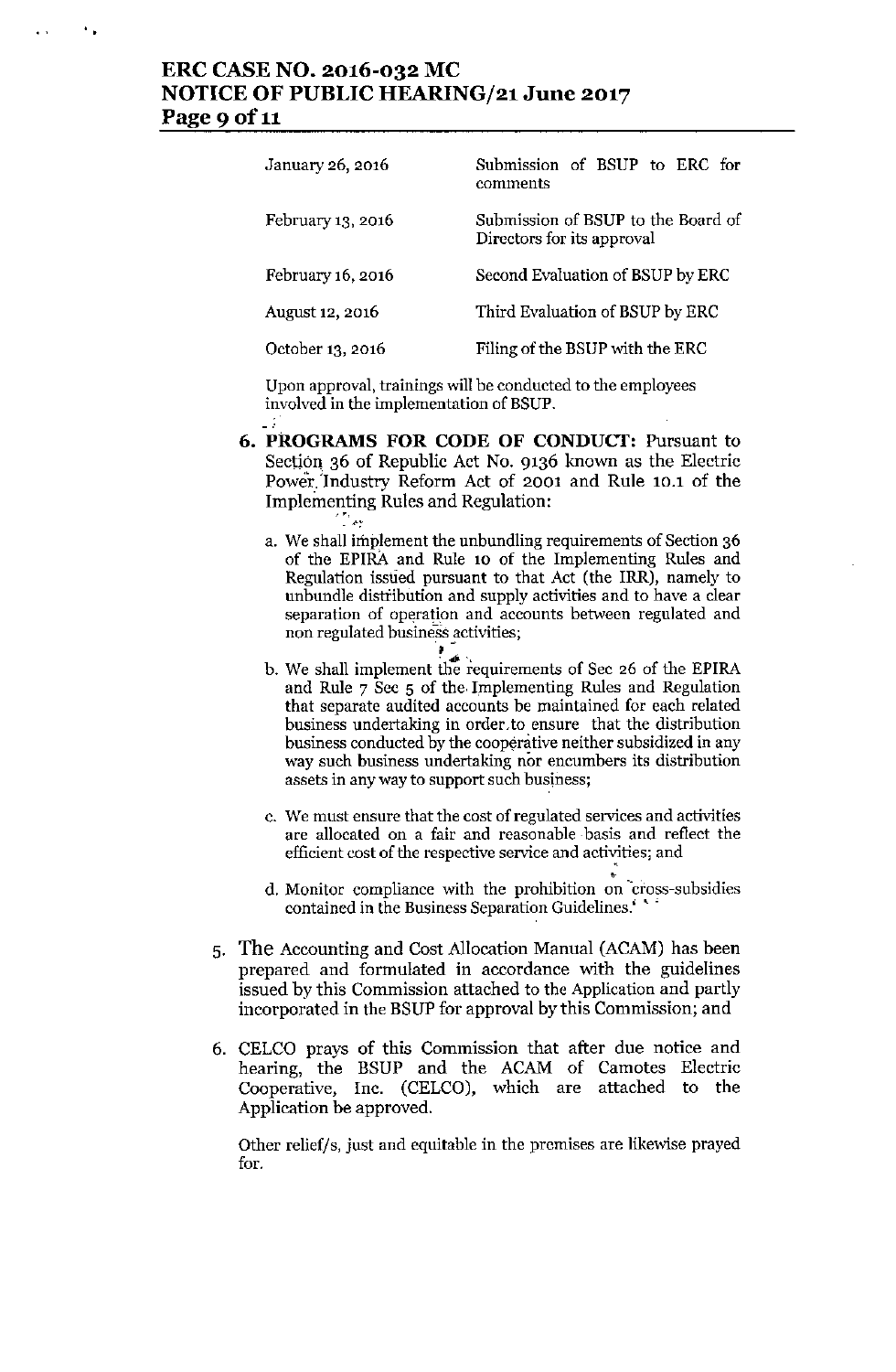| | |
|---|---|
| January 26, 2016 | Submission of BSUP to ERC for comments |
| February 13, 2016 | Submission of BSUP to the Board of Directors for its approval |
| February 16, 2016 | Second Evaluation of BSUP by ERC |
| August 12, 2016 | Third Evaluation of BSUP by ERC |
| October 13, 2016 | Filing of the BSUP with the ERC |

Upon approval, trainings will be conducted to the employees involved in the implementation of BSUP.

6. **PROGRAMS FOR CODE OF CONDUCT:** Pursuant to Section 36 of Republic Act No. 9136 known as the Electric Power Industry Reform Act of 2001 and Rule 10.1 of the Implementing Rules and Regulation:

   a. We shall implement the unbundling requirements of Section 36 of the EPIRA and Rule 10 of the Implementing Rules and Regulation issued pursuant to that Act (the IRR), namely to unbundle distribution and supply activities and to have a clear separation of operation and accounts between regulated and non regulated business activities;

   b. We shall implement the requirements of Sec 26 of the EPIRA and Rule 7 Sec 5 of the Implementing Rules and Regulation that separate audited accounts be maintained for each related business undertaking in order to ensure that the distribution business conducted by the cooperative neither subsidized in any way such business undertaking nor encumbers its distribution assets in any way to support such business;

   c. We must ensure that the cost of regulated services and activities are allocated on a fair and reasonable basis and reflect the efficient cost of the respective service and activities; and

   d. Monitor compliance with the prohibition on cross-subsidies contained in the Business Separation Guidelines.'

5. The Accounting and Cost Allocation Manual (ACAM) has been prepared and formulated in accordance with the guidelines issued by this Commission attached to the Application and partly incorporated in the BSUP for approval by this Commission; and

6. CELCO prays of this Commission that after due notice and hearing, the BSUP and the ACAM of Camotes Electric Cooperative, Inc. (CELCO), which are attached to the Application be approved.

   Other relief/s, just and equitable in the premises are likewise prayed for.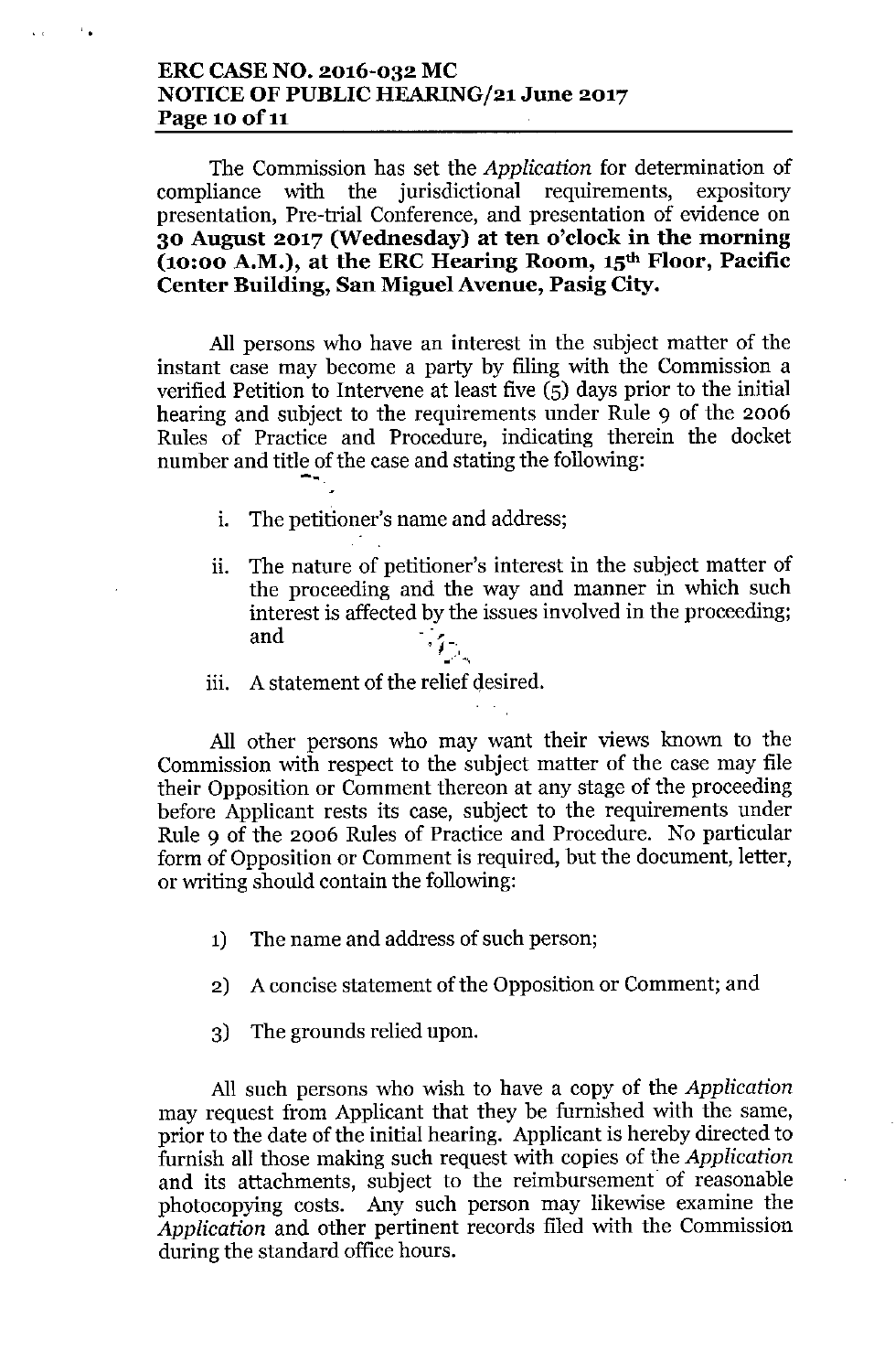The Commission has set the *Application* for determination of compliance with the jurisdictional requirements, expository presentation, Pre-trial Conference, and presentation of evidence on **30 August 2017 (Wednesday) at ten o'clock in the morning (10:00 A.M.), at the ERC Hearing Room, 15th Floor, Pacific Center Building, San Miguel Avenue, Pasig City.**

All persons who have an interest in the subject matter of the instant case may become a party by filing with the Commission a verified Petition to Intervene at least five (5) days prior to the initial hearing and subject to the requirements under Rule 9 of the 2006 Rules of Practice and Procedure, indicating therein the docket number and title of the case and stating the following:

i. The petitioner's name and address;

ii. The nature of petitioner's interest in the subject matter of the proceeding and the way and manner in which such interest is affected by the issues involved in the proceeding; and

iii. A statement of the relief desired.

All other persons who may want their views known to the Commission with respect to the subject matter of the case may file their Opposition or Comment thereon at any stage of the proceeding before Applicant rests its case, subject to the requirements under Rule 9 of the 2006 Rules of Practice and Procedure. No particular form of Opposition or Comment is required, but the document, letter, or writing should contain the following:

1) The name and address of such person;

2) A concise statement of the Opposition or Comment; and

3) The grounds relied upon.

All such persons who wish to have a copy of the *Application* may request from Applicant that they be furnished with the same, prior to the date of the initial hearing. Applicant is hereby directed to furnish all those making such request with copies of the *Application* and its attachments, subject to the reimbursement of reasonable photocopying costs. Any such person may likewise examine the *Application* and other pertinent records filed with the Commission during the standard office hours.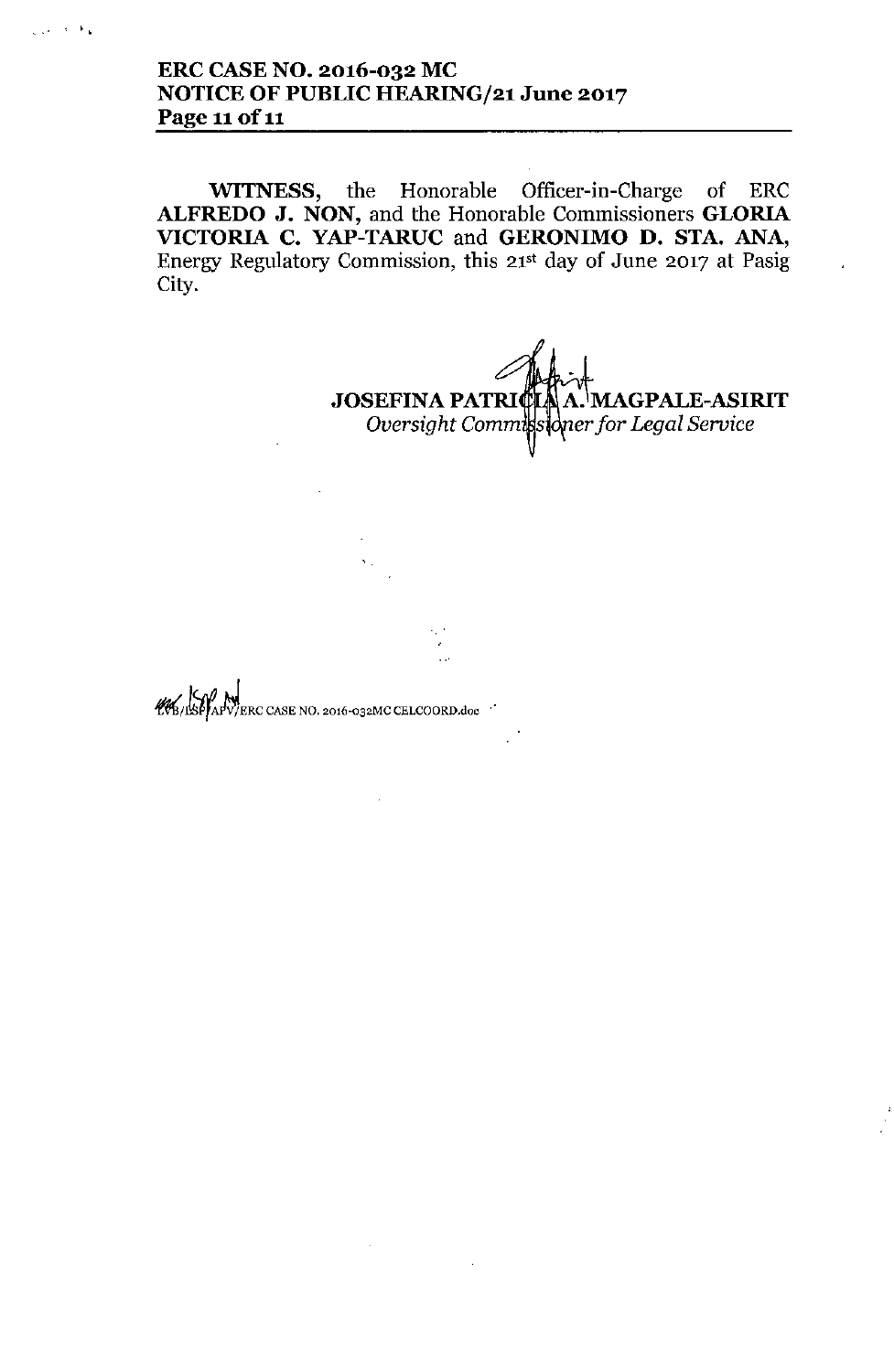**WITNESS**, the Honorable Officer-in-Charge of ERC **ALFREDO J. NON**, and the Honorable Commissioners **GLORIA VICTORIA C. YAP-TARUC** and **GERONIMO D. STA. ANA**, Energy Regulatory Commission, this 21st day of June 2017 at Pasig City.

**JOSEFINA PATRICIA A. MAGPALE-ASIRIT**
*Oversight Commissioner for Legal Service*

LVB/LSP/APV/ERC CASE NO. 2016-032MC CELCOORD.doc